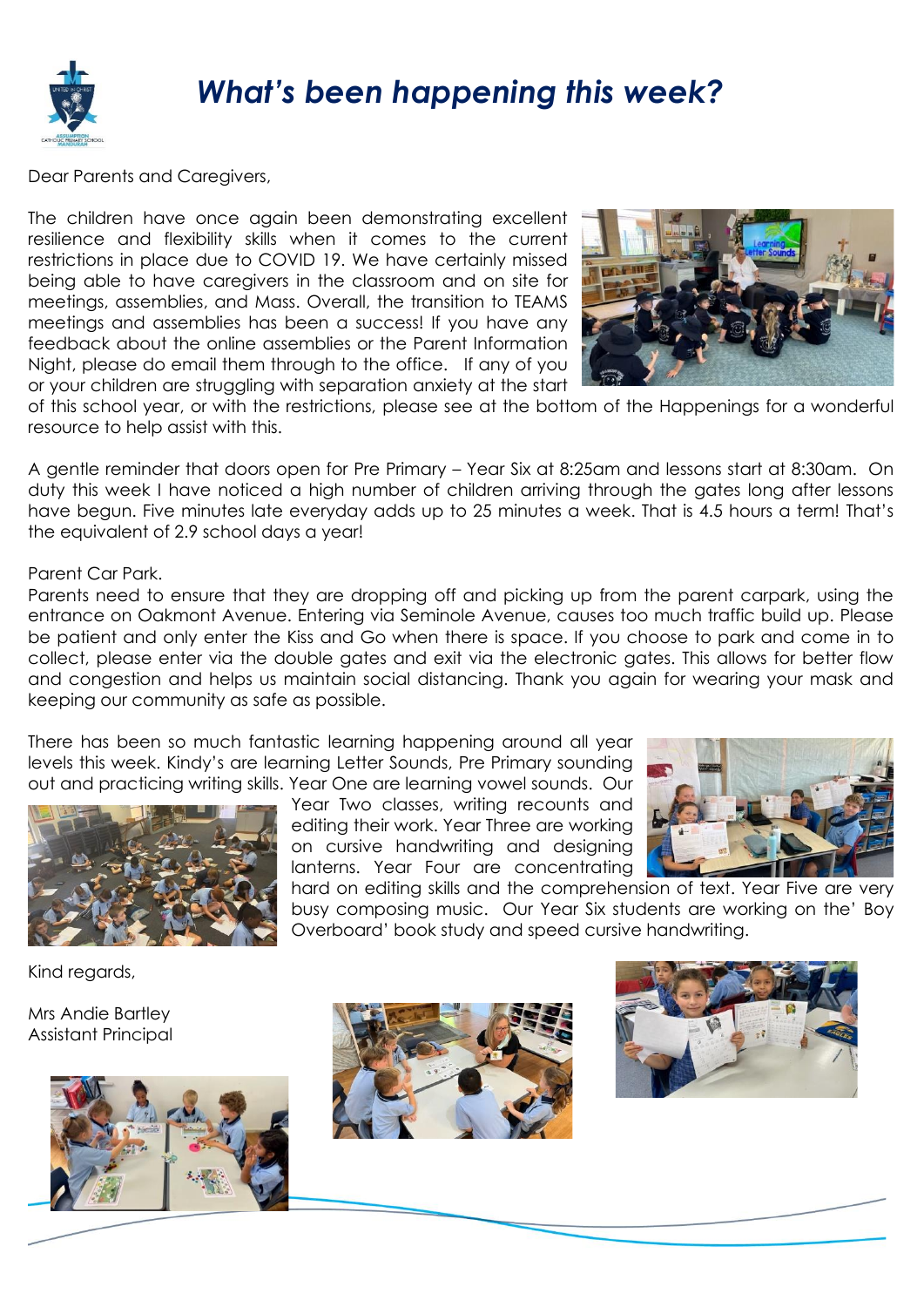# *What's been happening this week?*

Dear Parents and Caregivers,

The children have once again been demonstrating excellent resilience and flexibility skills when it comes to the current restrictions in place due to COVID 19. We have certainly missed being able to have caregivers in the classroom and on site for meetings, assemblies, and Mass. Overall, the transition to TEAMS meetings and assemblies has been a success! If you have any feedback about the online assemblies or the Parent Information Night, please do email them through to the office. If any of you or your children are struggling with separation anxiety at the start of this school year, or with the restrictions, please see at the bottom of the Happenings for a wonderful resource to help assist with this.

A gentle reminder that doors open for Pre Primary – Year Six at 8:25am and lessons start at 8:30am. On duty this week I have noticed a high number of children arriving through the gates long after lessons have begun. Five minutes late everyday adds up to 25 minutes a week. That is 4.5 hours a term! That's the equivalent of 2.9 school days a year!

Parent Car Park.

Parents need to ensure that they are dropping off and picking up from the parent carpark, using the entrance on Oakmont Avenue. Entering via Seminole Avenue, causes too much traffic build up. Please be patient and only enter the Kiss and Go when there is space. If you choose to park and come in to collect, please enter via the double gates and exit via the electronic gates. This allows for better flow and congestion and helps us maintain social distancing. Thank you again for wearing your mask and keeping our community as safe as possible.

There has been so much fantastic learning happening around all year levels this week. Kindy's are learning Letter Sounds, Pre Primary sounding out and practicing writing skills. Year One are learning vowel sounds. Our Year Two classes, writing recounts and editing their work. Year Three are working on cursive handwriting and designing lanterns. Year Four are concentrating hard on editing skills and the comprehension of text. Year Five are very busy composing music. Our Year Six students are working on the' Boy Overboard' book study and speed cursive handwriting.

Kind regards,

Mrs Andie Bartley
Assistant Principal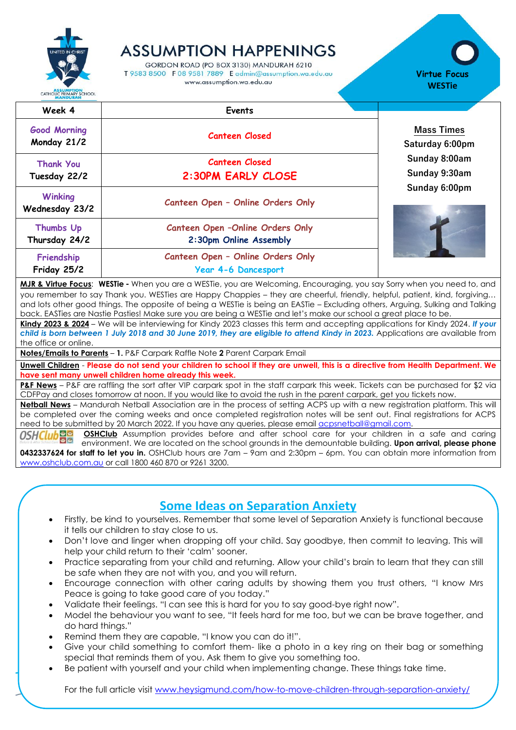# ASSUMPTION HAPPENINGS

GORDON ROAD (PO BOX 3130) MANDURAH 6210
T 9583 8500 F 08 9581 7889 E admin@assumption.wa.edu.au
www.assumption.wa.edu.au

**Virtue Focus**
**WESTie**

| Week 4 | Events | |
|---|---|---|
| Good Morning<br>Monday 21/2 | Canteen Closed | **Mass Times**<br>Saturday 6:00pm<br>Sunday 8:00am<br>Sunday 9:30am<br>Sunday 6:00pm |
| Thank You<br>Tuesday 22/2 | Canteen Closed<br>**2:30PM EARLY CLOSE** | |
| Winking<br>Wednesday 23/2 | Canteen Open – Online Orders Only | |
| Thumbs Up<br>Thursday 24/2 | Canteen Open –Online Orders Only<br>2:30pm Online Assembly | |
| Friendship<br>Friday 25/2 | Canteen Open – Online Orders Only<br>Year 4-6 Dancesport | |

**MJR & Virtue Focus**: **WESTie -** When you are a WESTie, you are Welcoming, Encouraging, you say Sorry when you need to, and you remember to say Thank you. WESTies are Happy Chappies – they are cheerful, friendly, helpful, patient, kind, forgiving… and lots other good things. The opposite of being a WESTie is being an EASTie – Excluding others, Arguing, Sulking and Talking back. EASTies are Nastie Pasties! Make sure you are being a WESTie and let's make our school a great place to be.

**Kindy 2023 & 2024** – We will be interviewing for Kindy 2023 classes this term and accepting applications for Kindy 2024. ***If your child is born between 1 July 2018 and 30 June 2019, they are eligible to attend Kindy in 2023.*** Applications are available from the office or online.

**Notes/Emails to Parents** – **1.** P&F Carpark Raffle Note **2** Parent Carpark Email

**Unwell Children** - **Please do not send your children to school if they are unwell, this is a directive from Health Department. We have sent many unwell children home already this week.**

**P&F News** – P&F are raffling the sort after VIP carpark spot in the staff carpark this week. Tickets can be purchased for $2 via CDFPay and closes tomorrow at noon. If you would like to avoid the rush in the parent carpark, get you tickets now.

**Netball News** – Mandurah Netball Association are in the process of setting ACPS up with a new registration platform. This will be completed over the coming weeks and once completed registration notes will be sent out. Final registrations for ACPS need to be submitted by 20 March 2022. If you have any queries, please email acpsnetball@gmail.com.

**OSHClub** Assumption provides before and after school care for your children in a safe and caring environment. We are located on the school grounds in the demountable building. **Upon arrival, please phone 0432337624 for staff to let you in.** OSHClub hours are 7am – 9am and 2:30pm – 6pm. You can obtain more information from www.oshclub.com.au or call 1800 460 870 or 9261 3200.

## Some Ideas on Separation Anxiety

- Firstly, be kind to yourselves. Remember that some level of Separation Anxiety is functional because it tells our children to stay close to us.
- Don't love and linger when dropping off your child. Say goodbye, then commit to leaving. This will help your child return to their 'calm' sooner.
- Practice separating from your child and returning. Allow your child's brain to learn that they can still be safe when they are not with you, and you will return.
- Encourage connection with other caring adults by showing them you trust others, "I know Mrs Peace is going to take good care of you today."
- Validate their feelings. "I can see this is hard for you to say good-bye right now".
- Model the behaviour you want to see, "It feels hard for me too, but we can be brave together, and do hard things."
- Remind them they are capable, "I know you can do it!".
- Give your child something to comfort them- like a photo in a key ring on their bag or something special that reminds them of you. Ask them to give you something too.
- Be patient with yourself and your child when implementing change. These things take time.

For the full article visit www.heysigmund.com/how-to-move-children-through-separation-anxiety/